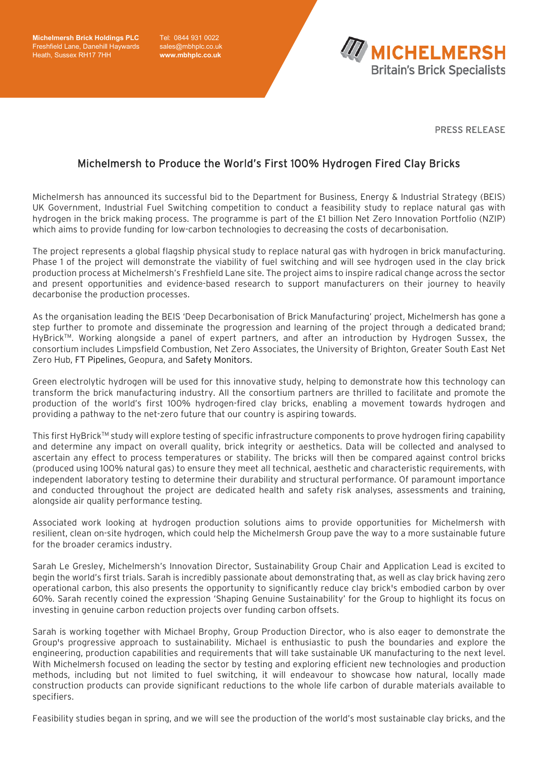**Michelmersh Brick Holdings PLC**
Freshfield Lane, Danehill Haywards Heath, Sussex RH17 7HH

Tel: 0844 931 0022
sales@mbhplc.co.uk
**www.mbhplc.co.uk**

**MICHELMERSH**
Britain's Brick Specialists

PRESS RELEASE

# Michelmersh to Produce the World's First 100% Hydrogen Fired Clay Bricks

Michelmersh has announced its successful bid to the Department for Business, Energy & Industrial Strategy (BEIS) UK Government, Industrial Fuel Switching competition to conduct a feasibility study to replace natural gas with hydrogen in the brick making process. The programme is part of the £1 billion Net Zero Innovation Portfolio (NZIP) which aims to provide funding for low-carbon technologies to decreasing the costs of decarbonisation.

The project represents a global flagship physical study to replace natural gas with hydrogen in brick manufacturing. Phase 1 of the project will demonstrate the viability of fuel switching and will see hydrogen used in the clay brick production process at Michelmersh's Freshfield Lane site. The project aims to inspire radical change across the sector and present opportunities and evidence-based research to support manufacturers on their journey to heavily decarbonise the production processes.

As the organisation leading the BEIS 'Deep Decarbonisation of Brick Manufacturing' project, Michelmersh has gone a step further to promote and disseminate the progression and learning of the project through a dedicated brand; HyBrick™. Working alongside a panel of expert partners, and after an introduction by Hydrogen Sussex, the consortium includes Limpsfield Combustion, Net Zero Associates, the University of Brighton, Greater South East Net Zero Hub, FT Pipelines, Geopura, and Safety Monitors.

Green electrolytic hydrogen will be used for this innovative study, helping to demonstrate how this technology can transform the brick manufacturing industry. All the consortium partners are thrilled to facilitate and promote the production of the world's first 100% hydrogen-fired clay bricks, enabling a movement towards hydrogen and providing a pathway to the net-zero future that our country is aspiring towards.

This first HyBrick™ study will explore testing of specific infrastructure components to prove hydrogen firing capability and determine any impact on overall quality, brick integrity or aesthetics. Data will be collected and analysed to ascertain any effect to process temperatures or stability. The bricks will then be compared against control bricks (produced using 100% natural gas) to ensure they meet all technical, aesthetic and characteristic requirements, with independent laboratory testing to determine their durability and structural performance. Of paramount importance and conducted throughout the project are dedicated health and safety risk analyses, assessments and training, alongside air quality performance testing.

Associated work looking at hydrogen production solutions aims to provide opportunities for Michelmersh with resilient, clean on-site hydrogen, which could help the Michelmersh Group pave the way to a more sustainable future for the broader ceramics industry.

Sarah Le Gresley, Michelmersh's Innovation Director, Sustainability Group Chair and Application Lead is excited to begin the world's first trials. Sarah is incredibly passionate about demonstrating that, as well as clay brick having zero operational carbon, this also presents the opportunity to significantly reduce clay brick's embodied carbon by over 60%. Sarah recently coined the expression 'Shaping Genuine Sustainability' for the Group to highlight its focus on investing in genuine carbon reduction projects over funding carbon offsets.

Sarah is working together with Michael Brophy, Group Production Director, who is also eager to demonstrate the Group's progressive approach to sustainability. Michael is enthusiastic to push the boundaries and explore the engineering, production capabilities and requirements that will take sustainable UK manufacturing to the next level. With Michelmersh focused on leading the sector by testing and exploring efficient new technologies and production methods, including but not limited to fuel switching, it will endeavour to showcase how natural, locally made construction products can provide significant reductions to the whole life carbon of durable materials available to specifiers.

Feasibility studies began in spring, and we will see the production of the world's most sustainable clay bricks, and the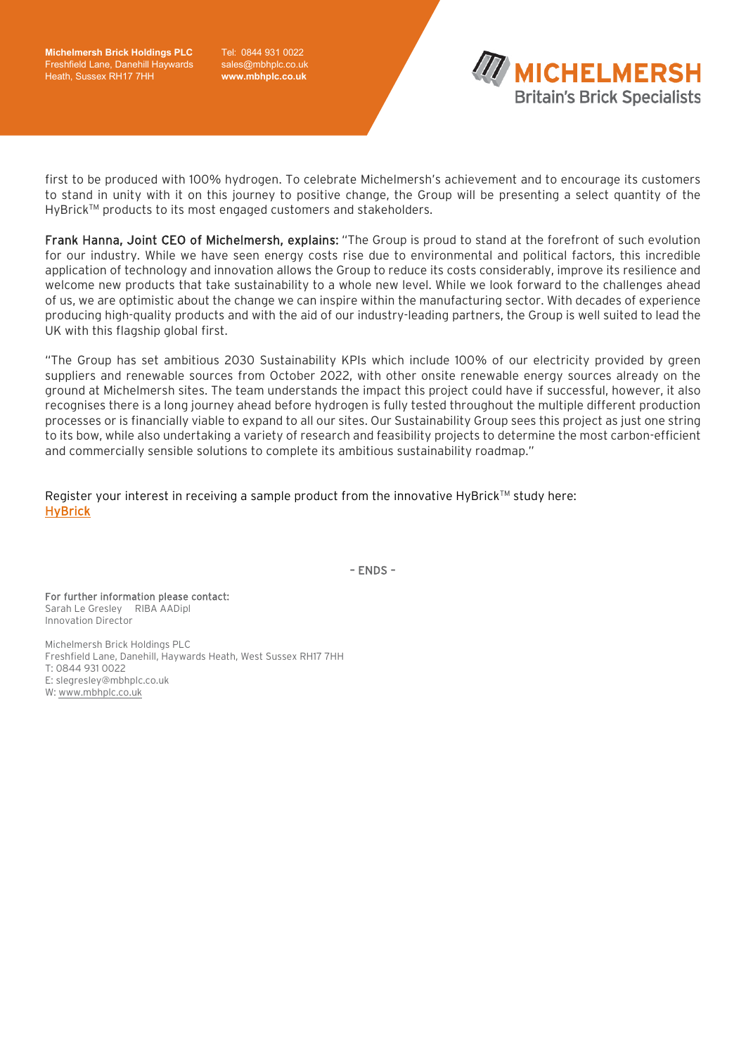first to be produced with 100% hydrogen. To celebrate Michelmersh's achievement and to encourage its customers to stand in unity with it on this journey to positive change, the Group will be presenting a select quantity of the HyBrick™ products to its most engaged customers and stakeholders.

**Frank Hanna, Joint CEO of Michelmersh, explains:** "The Group is proud to stand at the forefront of such evolution for our industry. While we have seen energy costs rise due to environmental and political factors, this incredible application of technology and innovation allows the Group to reduce its costs considerably, improve its resilience and welcome new products that take sustainability to a whole new level. While we look forward to the challenges ahead of us, we are optimistic about the change we can inspire within the manufacturing sector. With decades of experience producing high-quality products and with the aid of our industry-leading partners, the Group is well suited to lead the UK with this flagship global first.

"The Group has set ambitious 2030 Sustainability KPIs which include 100% of our electricity provided by green suppliers and renewable sources from October 2022, with other onsite renewable energy sources already on the ground at Michelmersh sites. The team understands the impact this project could have if successful, however, it also recognises there is a long journey ahead before hydrogen is fully tested throughout the multiple different production processes or is financially viable to expand to all our sites. Our Sustainability Group sees this project as just one string to its bow, while also undertaking a variety of research and feasibility projects to determine the most carbon-efficient and commercially sensible solutions to complete its ambitious sustainability roadmap."

Register your interest in receiving a sample product from the innovative HyBrick™ study here:
HyBrick

– ENDS –

**For further information please contact:**
Sarah Le Gresley RIBA AADipl
Innovation Director

Michelmersh Brick Holdings PLC
Freshfield Lane, Danehill, Haywards Heath, West Sussex RH17 7HH
T: 0844 931 0022
E: slegresley@mbhplc.co.uk
W: www.mbhplc.co.uk